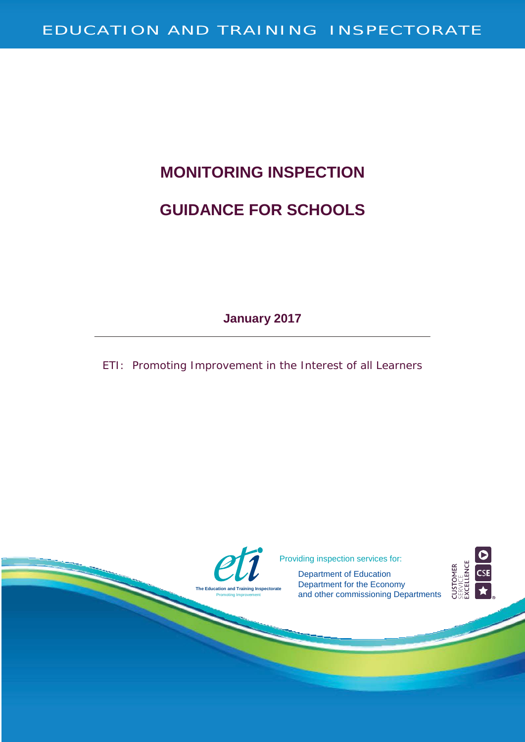EDUCATION AND TRAINING INSPECTORATE

# MONITORING INSPECTION

# GUIDANCE FOR SCHOOLS

**January 2017**

ETI: Promoting Improvement in the Interest of all Learners

The Education and Training Inspectorate
Promoting Improvement

Providing inspection services for:

Department of Education
Department for the Economy
and other commissioning Departments

CUSTOMER SERVICE EXCELLENCE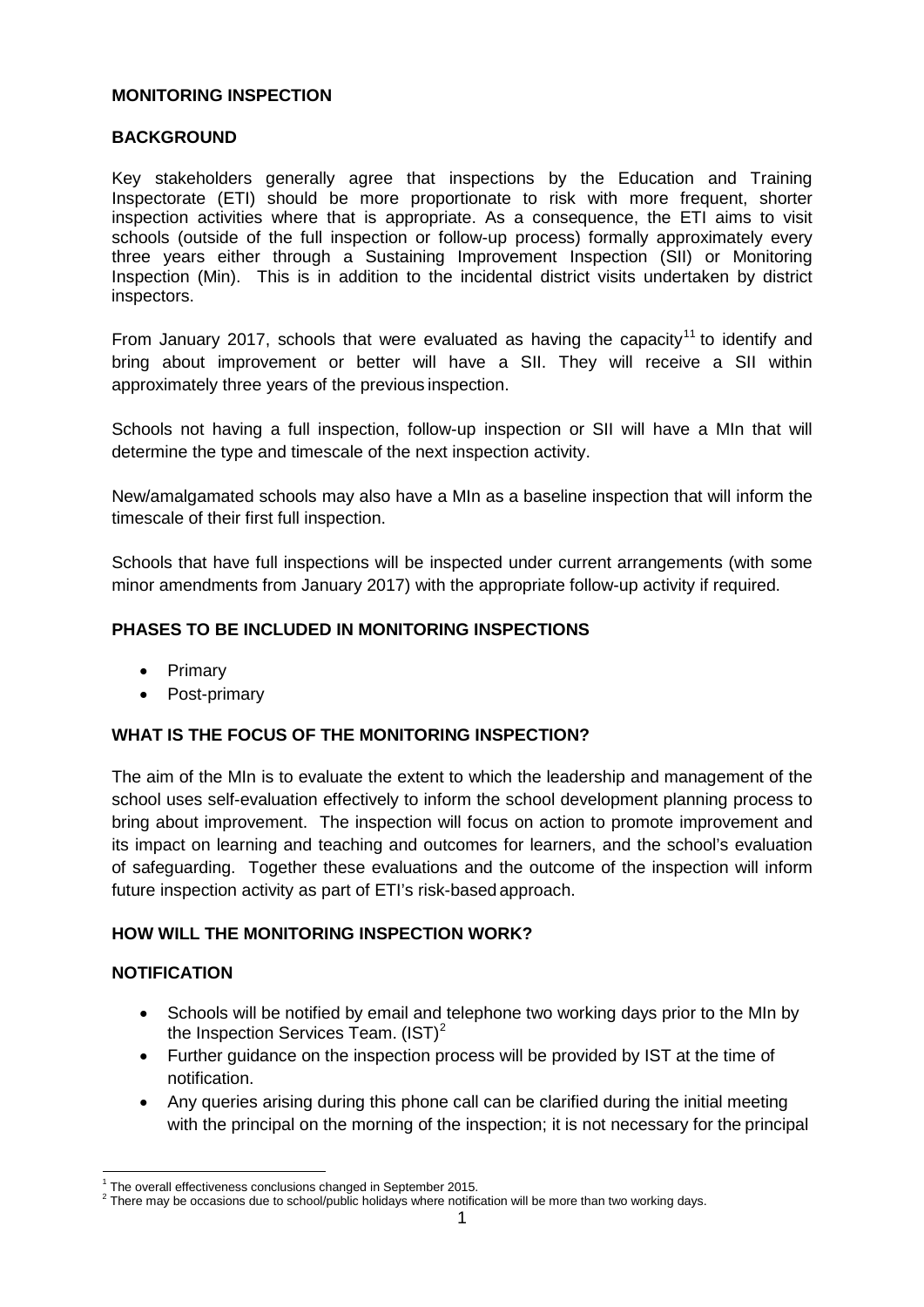**MONITORING INSPECTION**

**BACKGROUND**

Key stakeholders generally agree that inspections by the Education and Training Inspectorate (ETI) should be more proportionate to risk with more frequent, shorter inspection activities where that is appropriate. As a consequence, the ETI aims to visit schools (outside of the full inspection or follow-up process) formally approximately every three years either through a Sustaining Improvement Inspection (SII) or Monitoring Inspection (Min). This is in addition to the incidental district visits undertaken by district inspectors.

From January 2017, schools that were evaluated as having the capacity[11] to identify and bring about improvement or better will have a SII. They will receive a SII within approximately three years of the previous inspection.

Schools not having a full inspection, follow-up inspection or SII will have a MIn that will determine the type and timescale of the next inspection activity.

New/amalgamated schools may also have a MIn as a baseline inspection that will inform the timescale of their first full inspection.

Schools that have full inspections will be inspected under current arrangements (with some minor amendments from January 2017) with the appropriate follow-up activity if required.

**PHASES TO BE INCLUDED IN MONITORING INSPECTIONS**

- Primary
- Post-primary

**WHAT IS THE FOCUS OF THE MONITORING INSPECTION?**

The aim of the MIn is to evaluate the extent to which the leadership and management of the school uses self-evaluation effectively to inform the school development planning process to bring about improvement. The inspection will focus on action to promote improvement and its impact on learning and teaching and outcomes for learners, and the school's evaluation of safeguarding. Together these evaluations and the outcome of the inspection will inform future inspection activity as part of ETI's risk-based approach.

**HOW WILL THE MONITORING INSPECTION WORK?**

**NOTIFICATION**

- Schools will be notified by email and telephone two working days prior to the MIn by the Inspection Services Team. (IST)[2]
- Further guidance on the inspection process will be provided by IST at the time of notification.
- Any queries arising during this phone call can be clarified during the initial meeting with the principal on the morning of the inspection; it is not necessary for the principal

[1] The overall effectiveness conclusions changed in September 2015.

[2] There may be occasions due to school/public holidays where notification will be more than two working days.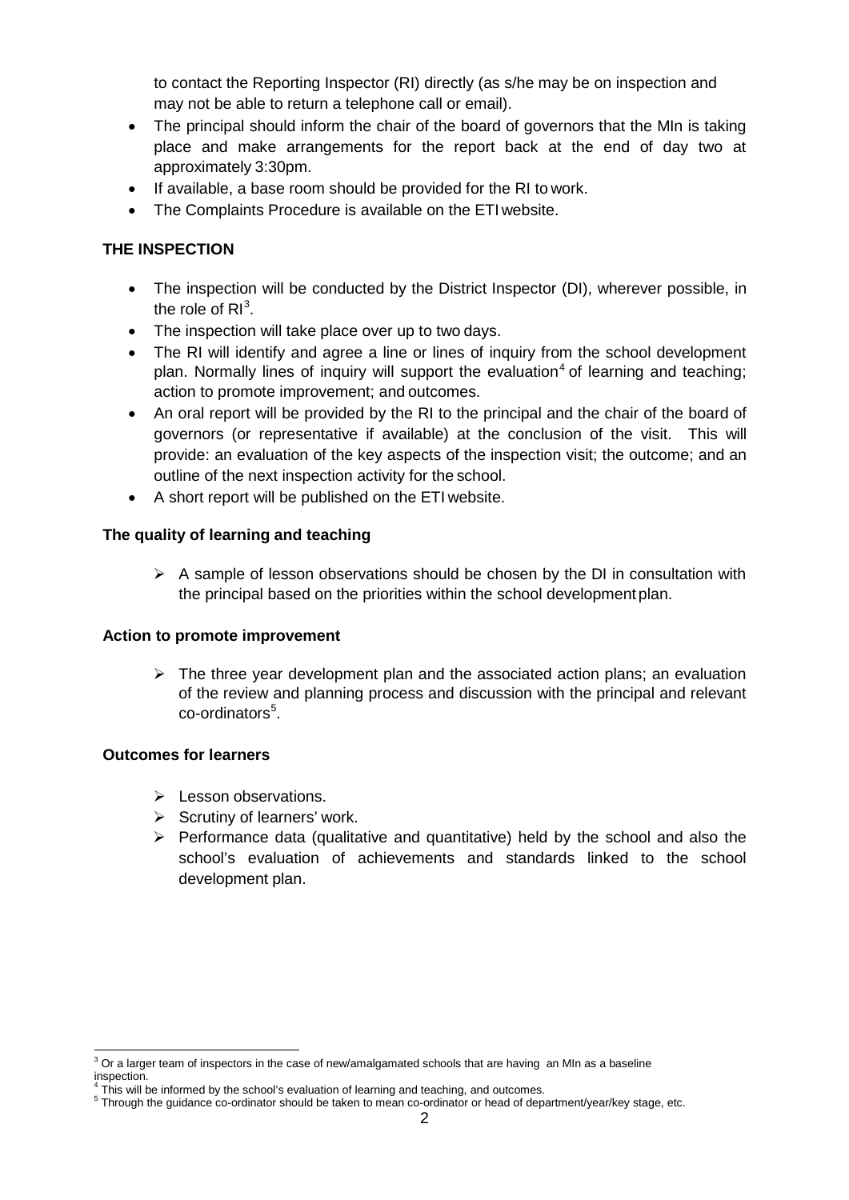to contact the Reporting Inspector (RI) directly (as s/he may be on inspection and may not be able to return a telephone call or email).

- The principal should inform the chair of the board of governors that the MIn is taking place and make arrangements for the report back at the end of day two at approximately 3:30pm.
- If available, a base room should be provided for the RI to work.
- The Complaints Procedure is available on the ETI website.

## THE INSPECTION

- The inspection will be conducted by the District Inspector (DI), wherever possible, in the role of RI[3].
- The inspection will take place over up to two days.
- The RI will identify and agree a line or lines of inquiry from the school development plan. Normally lines of inquiry will support the evaluation[4] of learning and teaching; action to promote improvement; and outcomes.
- An oral report will be provided by the RI to the principal and the chair of the board of governors (or representative if available) at the conclusion of the visit. This will provide: an evaluation of the key aspects of the inspection visit; the outcome; and an outline of the next inspection activity for the school.
- A short report will be published on the ETI website.

### The quality of learning and teaching

- A sample of lesson observations should be chosen by the DI in consultation with the principal based on the priorities within the school development plan.

### Action to promote improvement

- The three year development plan and the associated action plans; an evaluation of the review and planning process and discussion with the principal and relevant co-ordinators[5].

### Outcomes for learners

- Lesson observations.
- Scrutiny of learners' work.
- Performance data (qualitative and quantitative) held by the school and also the school's evaluation of achievements and standards linked to the school development plan.

---

[3] Or a larger team of inspectors in the case of new/amalgamated schools that are having an MIn as a baseline inspection.

[4] This will be informed by the school's evaluation of learning and teaching, and outcomes.

[5] Through the guidance co-ordinator should be taken to mean co-ordinator or head of department/year/key stage, etc.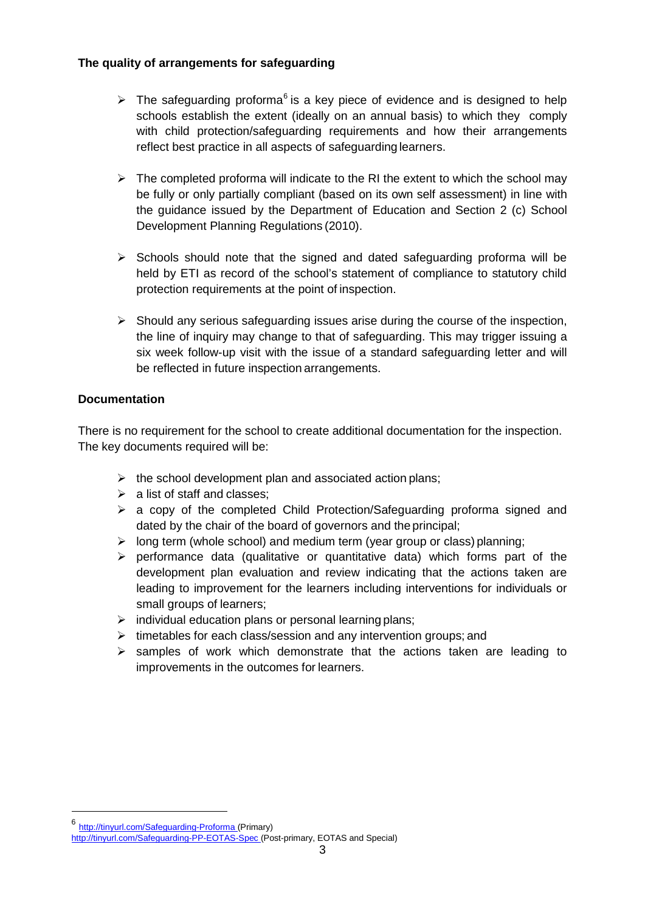**The quality of arrangements for safeguarding**

- The safeguarding proforma[6] is a key piece of evidence and is designed to help schools establish the extent (ideally on an annual basis) to which they comply with child protection/safeguarding requirements and how their arrangements reflect best practice in all aspects of safeguarding learners.

- The completed proforma will indicate to the RI the extent to which the school may be fully or only partially compliant (based on its own self assessment) in line with the guidance issued by the Department of Education and Section 2 (c) School Development Planning Regulations (2010).

- Schools should note that the signed and dated safeguarding proforma will be held by ETI as record of the school's statement of compliance to statutory child protection requirements at the point of inspection.

- Should any serious safeguarding issues arise during the course of the inspection, the line of inquiry may change to that of safeguarding. This may trigger issuing a six week follow-up visit with the issue of a standard safeguarding letter and will be reflected in future inspection arrangements.

**Documentation**

There is no requirement for the school to create additional documentation for the inspection. The key documents required will be:

- the school development plan and associated action plans;
- a list of staff and classes;
- a copy of the completed Child Protection/Safeguarding proforma signed and dated by the chair of the board of governors and the principal;
- long term (whole school) and medium term (year group or class) planning;
- performance data (qualitative or quantitative data) which forms part of the development plan evaluation and review indicating that the actions taken are leading to improvement for the learners including interventions for individuals or small groups of learners;
- individual education plans or personal learning plans;
- timetables for each class/session and any intervention groups; and
- samples of work which demonstrate that the actions taken are leading to improvements in the outcomes for learners.

---

[6] http://tinyurl.com/Safeguarding-Proforma (Primary)
http://tinyurl.com/Safeguarding-PP-EOTAS-Spec (Post-primary, EOTAS and Special)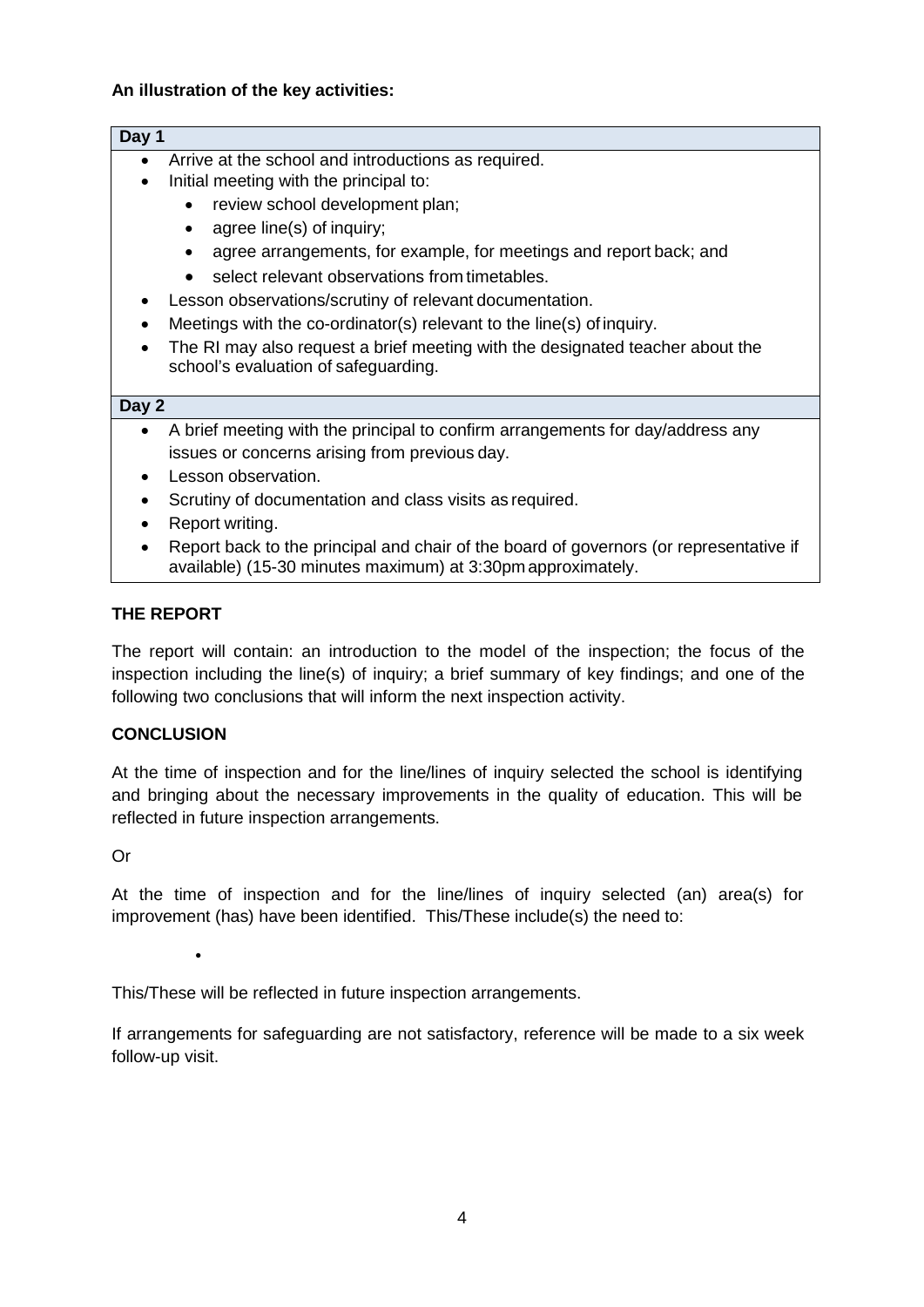**An illustration of the key activities:**

| Day 1 |
| --- |
| <ul><li>Arrive at the school and introductions as required.</li><li>Initial meeting with the principal to:<ul><li>review school development plan;</li><li>agree line(s) of inquiry;</li><li>agree arrangements, for example, for meetings and report back; and</li><li>select relevant observations from timetables.</li></ul></li><li>Lesson observations/scrutiny of relevant documentation.</li><li>Meetings with the co-ordinator(s) relevant to the line(s) of inquiry.</li><li>The RI may also request a brief meeting with the designated teacher about the school's evaluation of safeguarding.</li></ul> |

| Day 2 |
| --- |
| <ul><li>A brief meeting with the principal to confirm arrangements for day/address any issues or concerns arising from previous day.</li><li>Lesson observation.</li><li>Scrutiny of documentation and class visits as required.</li><li>Report writing.</li><li>Report back to the principal and chair of the board of governors (or representative if available) (15-30 minutes maximum) at 3:30pm approximately.</li></ul> |

**THE REPORT**

The report will contain: an introduction to the model of the inspection; the focus of the inspection including the line(s) of inquiry; a brief summary of key findings; and one of the following two conclusions that will inform the next inspection activity.

**CONCLUSION**

At the time of inspection and for the line/lines of inquiry selected the school is identifying and bringing about the necessary improvements in the quality of education. This will be reflected in future inspection arrangements.

Or

At the time of inspection and for the line/lines of inquiry selected (an) area(s) for improvement (has) have been identified. This/These include(s) the need to:

- 

This/These will be reflected in future inspection arrangements.

If arrangements for safeguarding are not satisfactory, reference will be made to a six week follow-up visit.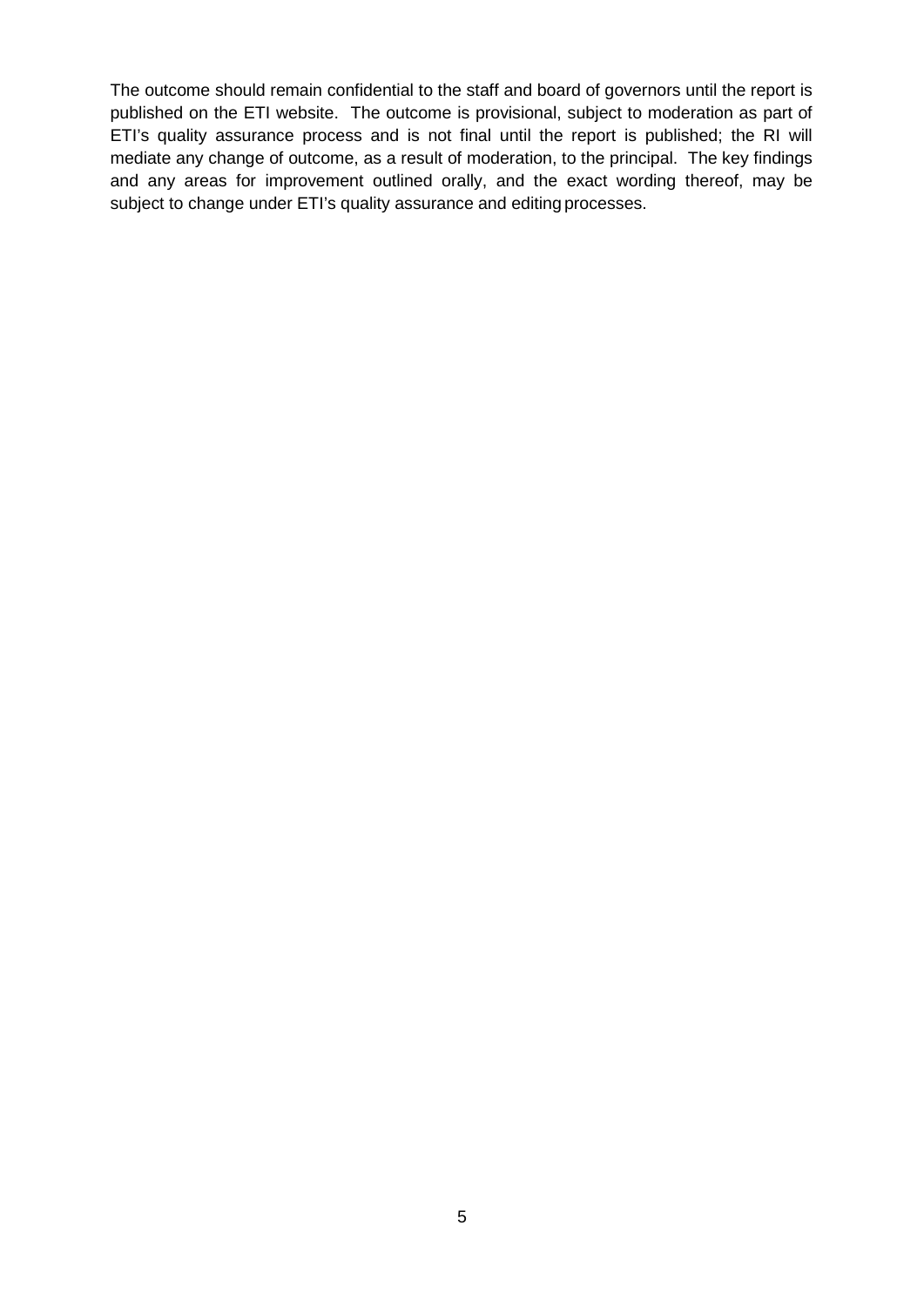The outcome should remain confidential to the staff and board of governors until the report is published on the ETI website. The outcome is provisional, subject to moderation as part of ETI's quality assurance process and is not final until the report is published; the RI will mediate any change of outcome, as a result of moderation, to the principal. The key findings and any areas for improvement outlined orally, and the exact wording thereof, may be subject to change under ETI's quality assurance and editing processes.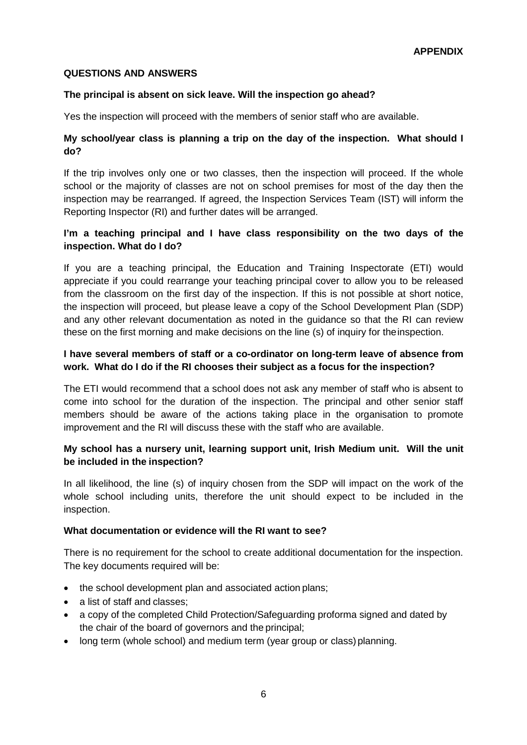**APPENDIX**

## QUESTIONS AND ANSWERS

**The principal is absent on sick leave. Will the inspection go ahead?**

Yes the inspection will proceed with the members of senior staff who are available.

**My school/year class is planning a trip on the day of the inspection. What should I do?**

If the trip involves only one or two classes, then the inspection will proceed. If the whole school or the majority of classes are not on school premises for most of the day then the inspection may be rearranged. If agreed, the Inspection Services Team (IST) will inform the Reporting Inspector (RI) and further dates will be arranged.

**I'm a teaching principal and I have class responsibility on the two days of the inspection. What do I do?**

If you are a teaching principal, the Education and Training Inspectorate (ETI) would appreciate if you could rearrange your teaching principal cover to allow you to be released from the classroom on the first day of the inspection. If this is not possible at short notice, the inspection will proceed, but please leave a copy of the School Development Plan (SDP) and any other relevant documentation as noted in the guidance so that the RI can review these on the first morning and make decisions on the line (s) of inquiry for the inspection.

**I have several members of staff or a co-ordinator on long-term leave of absence from work. What do I do if the RI chooses their subject as a focus for the inspection?**

The ETI would recommend that a school does not ask any member of staff who is absent to come into school for the duration of the inspection. The principal and other senior staff members should be aware of the actions taking place in the organisation to promote improvement and the RI will discuss these with the staff who are available.

**My school has a nursery unit, learning support unit, Irish Medium unit. Will the unit be included in the inspection?**

In all likelihood, the line (s) of inquiry chosen from the SDP will impact on the work of the whole school including units, therefore the unit should expect to be included in the inspection.

**What documentation or evidence will the RI want to see?**

There is no requirement for the school to create additional documentation for the inspection. The key documents required will be:

- the school development plan and associated action plans;
- a list of staff and classes;
- a copy of the completed Child Protection/Safeguarding proforma signed and dated by the chair of the board of governors and the principal;
- long term (whole school) and medium term (year group or class) planning.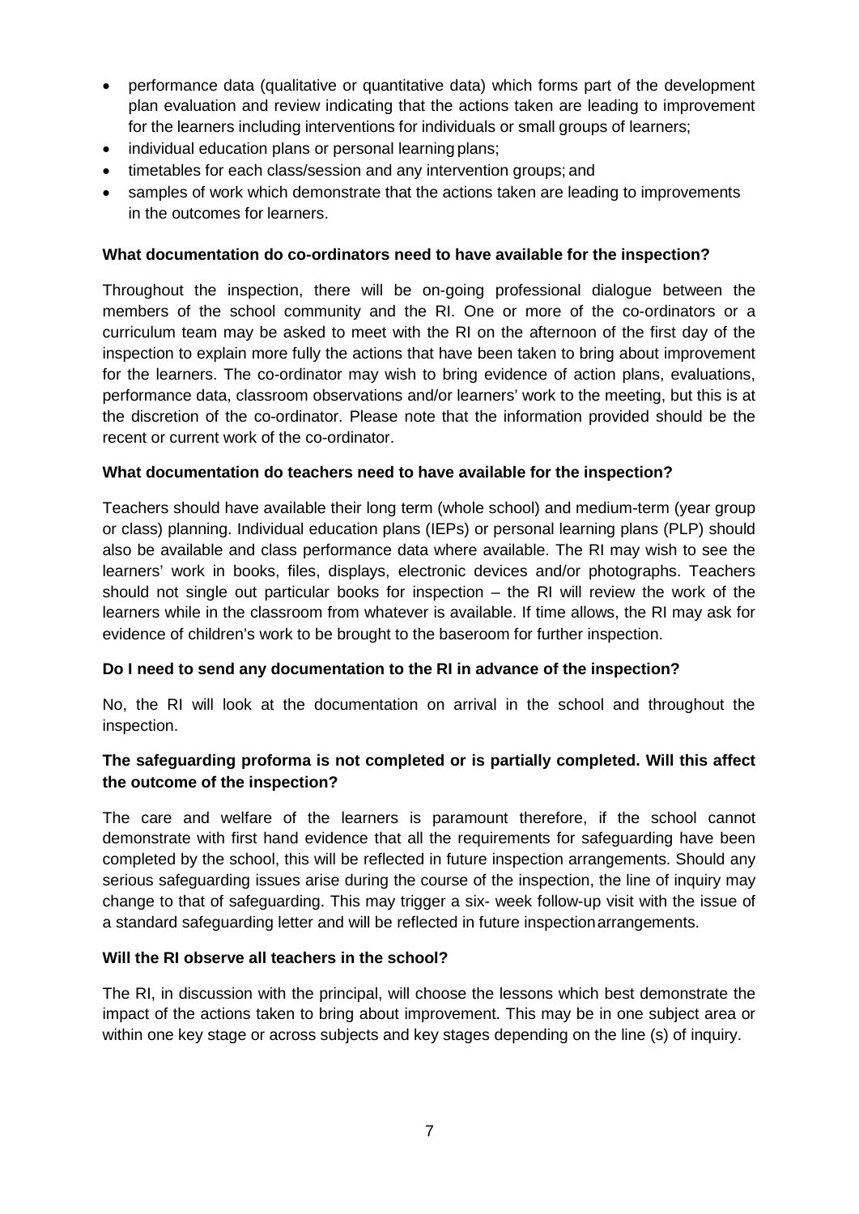- performance data (qualitative or quantitative data) which forms part of the development plan evaluation and review indicating that the actions taken are leading to improvement for the learners including interventions for individuals or small groups of learners;
- individual education plans or personal learning plans;
- timetables for each class/session and any intervention groups; and
- samples of work which demonstrate that the actions taken are leading to improvements in the outcomes for learners.

**What documentation do co-ordinators need to have available for the inspection?**

Throughout the inspection, there will be on-going professional dialogue between the members of the school community and the RI. One or more of the co-ordinators or a curriculum team may be asked to meet with the RI on the afternoon of the first day of the inspection to explain more fully the actions that have been taken to bring about improvement for the learners. The co-ordinator may wish to bring evidence of action plans, evaluations, performance data, classroom observations and/or learners' work to the meeting, but this is at the discretion of the co-ordinator. Please note that the information provided should be the recent or current work of the co-ordinator.

**What documentation do teachers need to have available for the inspection?**

Teachers should have available their long term (whole school) and medium-term (year group or class) planning. Individual education plans (IEPs) or personal learning plans (PLP) should also be available and class performance data where available. The RI may wish to see the learners' work in books, files, displays, electronic devices and/or photographs. Teachers should not single out particular books for inspection – the RI will review the work of the learners while in the classroom from whatever is available. If time allows, the RI may ask for evidence of children's work to be brought to the baseroom for further inspection.

**Do I need to send any documentation to the RI in advance of the inspection?**

No, the RI will look at the documentation on arrival in the school and throughout the inspection.

**The safeguarding proforma is not completed or is partially completed. Will this affect the outcome of the inspection?**

The care and welfare of the learners is paramount therefore, if the school cannot demonstrate with first hand evidence that all the requirements for safeguarding have been completed by the school, this will be reflected in future inspection arrangements. Should any serious safeguarding issues arise during the course of the inspection, the line of inquiry may change to that of safeguarding. This may trigger a six- week follow-up visit with the issue of a standard safeguarding letter and will be reflected in future inspection arrangements.

**Will the RI observe all teachers in the school?**

The RI, in discussion with the principal, will choose the lessons which best demonstrate the impact of the actions taken to bring about improvement. This may be in one subject area or within one key stage or across subjects and key stages depending on the line (s) of inquiry.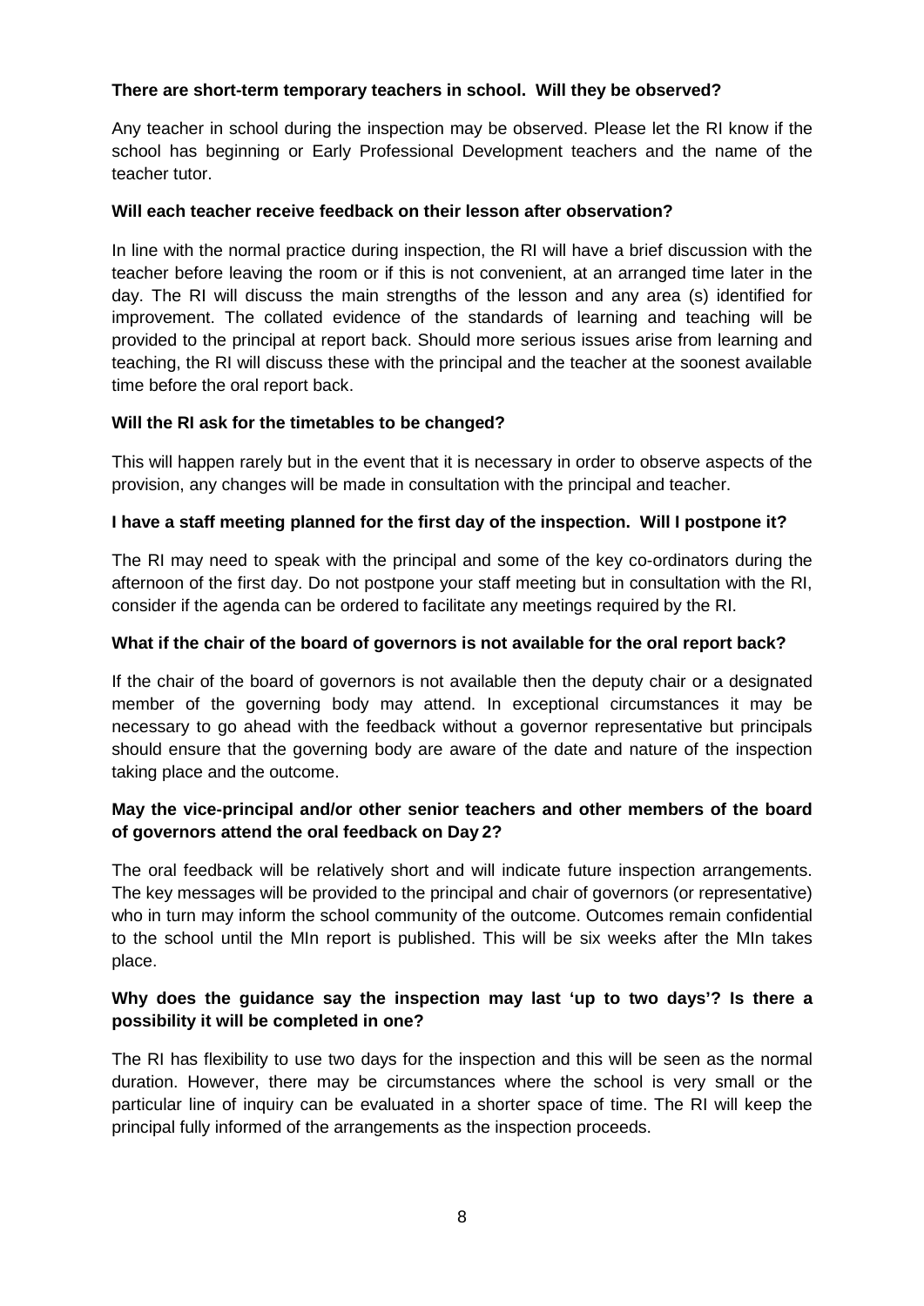**There are short-term temporary teachers in school. Will they be observed?**

Any teacher in school during the inspection may be observed. Please let the RI know if the school has beginning or Early Professional Development teachers and the name of the teacher tutor.

**Will each teacher receive feedback on their lesson after observation?**

In line with the normal practice during inspection, the RI will have a brief discussion with the teacher before leaving the room or if this is not convenient, at an arranged time later in the day. The RI will discuss the main strengths of the lesson and any area (s) identified for improvement. The collated evidence of the standards of learning and teaching will be provided to the principal at report back. Should more serious issues arise from learning and teaching, the RI will discuss these with the principal and the teacher at the soonest available time before the oral report back.

**Will the RI ask for the timetables to be changed?**

This will happen rarely but in the event that it is necessary in order to observe aspects of the provision, any changes will be made in consultation with the principal and teacher.

**I have a staff meeting planned for the first day of the inspection. Will I postpone it?**

The RI may need to speak with the principal and some of the key co-ordinators during the afternoon of the first day. Do not postpone your staff meeting but in consultation with the RI, consider if the agenda can be ordered to facilitate any meetings required by the RI.

**What if the chair of the board of governors is not available for the oral report back?**

If the chair of the board of governors is not available then the deputy chair or a designated member of the governing body may attend. In exceptional circumstances it may be necessary to go ahead with the feedback without a governor representative but principals should ensure that the governing body are aware of the date and nature of the inspection taking place and the outcome.

**May the vice-principal and/or other senior teachers and other members of the board of governors attend the oral feedback on Day 2?**

The oral feedback will be relatively short and will indicate future inspection arrangements. The key messages will be provided to the principal and chair of governors (or representative) who in turn may inform the school community of the outcome. Outcomes remain confidential to the school until the MIn report is published. This will be six weeks after the MIn takes place.

**Why does the guidance say the inspection may last 'up to two days'? Is there a possibility it will be completed in one?**

The RI has flexibility to use two days for the inspection and this will be seen as the normal duration. However, there may be circumstances where the school is very small or the particular line of inquiry can be evaluated in a shorter space of time. The RI will keep the principal fully informed of the arrangements as the inspection proceeds.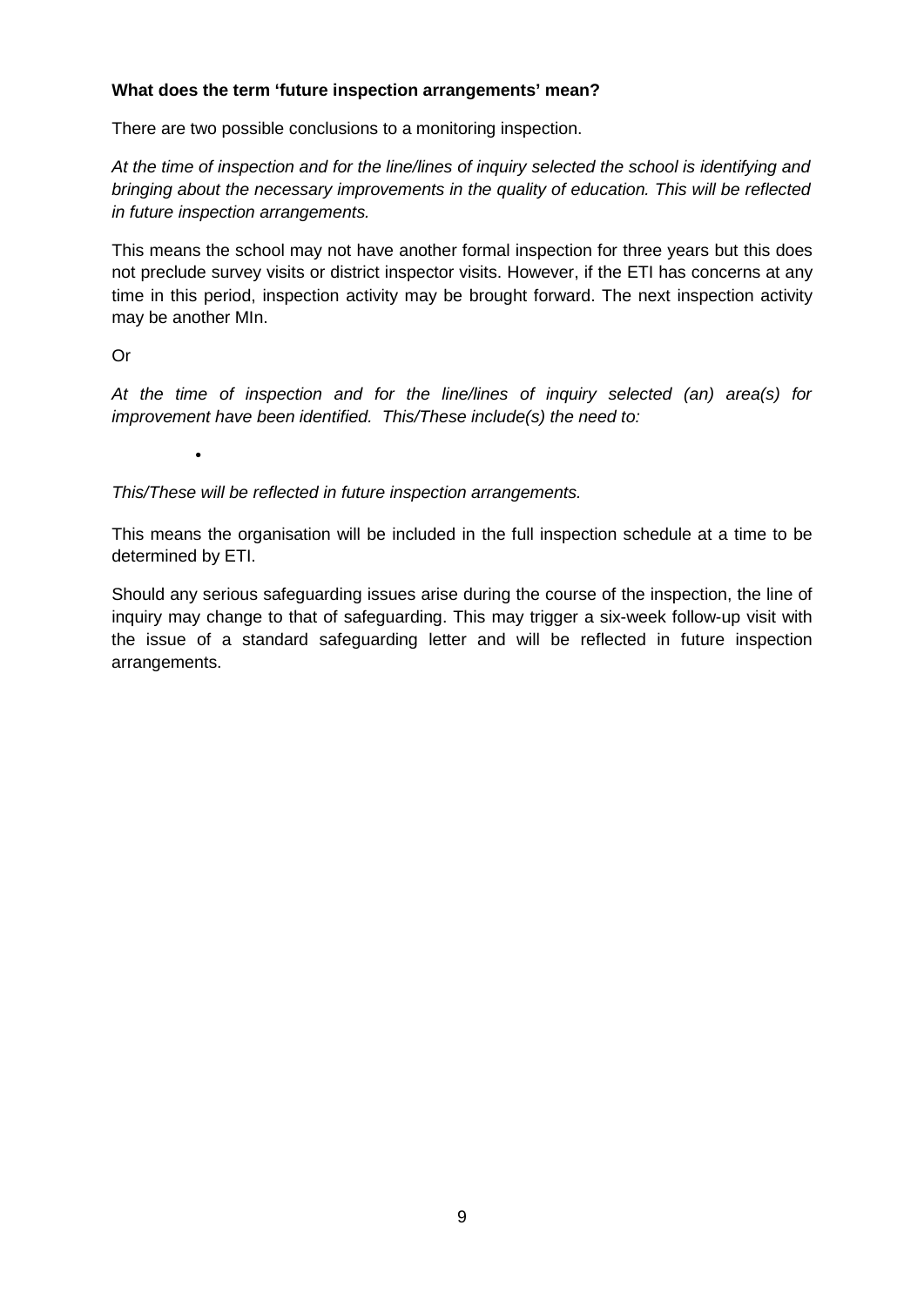**What does the term 'future inspection arrangements' mean?**

There are two possible conclusions to a monitoring inspection.

*At the time of inspection and for the line/lines of inquiry selected the school is identifying and bringing about the necessary improvements in the quality of education. This will be reflected in future inspection arrangements.*

This means the school may not have another formal inspection for three years but this does not preclude survey visits or district inspector visits. However, if the ETI has concerns at any time in this period, inspection activity may be brought forward. The next inspection activity may be another MIn.

Or

*At the time of inspection and for the line/lines of inquiry selected (an) area(s) for improvement have been identified. This/These include(s) the need to:*

- 

*This/These will be reflected in future inspection arrangements.*

This means the organisation will be included in the full inspection schedule at a time to be determined by ETI.

Should any serious safeguarding issues arise during the course of the inspection, the line of inquiry may change to that of safeguarding. This may trigger a six-week follow-up visit with the issue of a standard safeguarding letter and will be reflected in future inspection arrangements.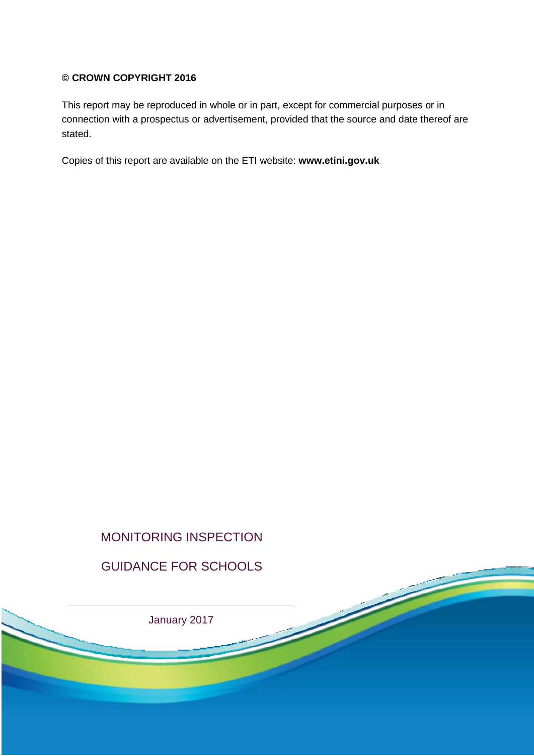**© CROWN COPYRIGHT 2016**

This report may be reproduced in whole or in part, except for commercial purposes or in connection with a prospectus or advertisement, provided that the source and date thereof are stated.

Copies of this report are available on the ETI website: **www.etini.gov.uk**

MONITORING INSPECTION

GUIDANCE FOR SCHOOLS

January 2017